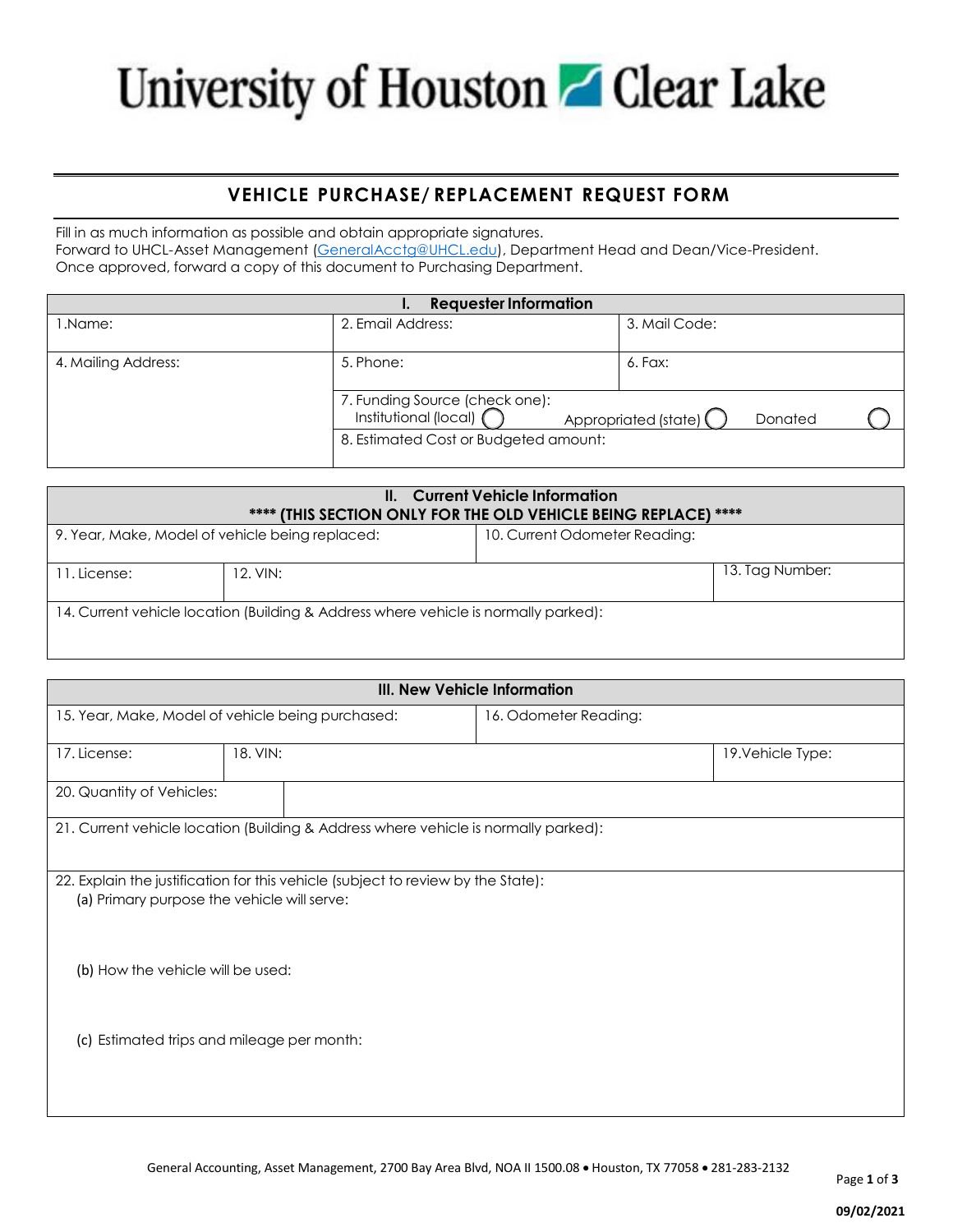# University of Houston Clear Lake

## VEHICLE PURCHASE/ REPLACEMENT REQUEST FORM

Fill in as much information as possible and obtain appropriate signatures.
Forward to UHCL-Asset Management (GeneralAcctg@UHCL.edu), Department Head and Dean/Vice-President.
Once approved, forward a copy of this document to Purchasing Department.

| I. Requester Information | | |
|---|---|---|
| 1.Name: | 2. Email Address: | 3. Mail Code: |
| 4. Mailing Address: | 5. Phone: | 6. Fax: |
| | 7. Funding Source (check one): Institutional (local) ◯ Appropriated (state) ◯ Donated ◯ | |
| | 8. Estimated Cost or Budgeted amount: | |

| II. Current Vehicle Information **** (THIS SECTION ONLY FOR THE OLD VEHICLE BEING REPLACE) **** | | |
|---|---|---|
| 9. Year, Make, Model of vehicle being replaced: | 10. Current Odometer Reading: | |
| 11. License: | 12. VIN: | 13. Tag Number: |
| 14. Current vehicle location (Building & Address where vehicle is normally parked): | | |

| III. New Vehicle Information | | |
|---|---|---|
| 15. Year, Make, Model of vehicle being purchased: | 16. Odometer Reading: | |
| 17. License: | 18. VIN: | 19.Vehicle Type: |
| 20. Quantity of Vehicles: | | |
| 21. Current vehicle location (Building & Address where vehicle is normally parked): | | |
| 22. Explain the justification for this vehicle (subject to review by the State): (a) Primary purpose the vehicle will serve: (b) How the vehicle will be used: (c) Estimated trips and mileage per month: | | |

General Accounting, Asset Management, 2700 Bay Area Blvd, NOA II 1500.08 • Houston, TX 77058 • 281-283-2132

09/02/2021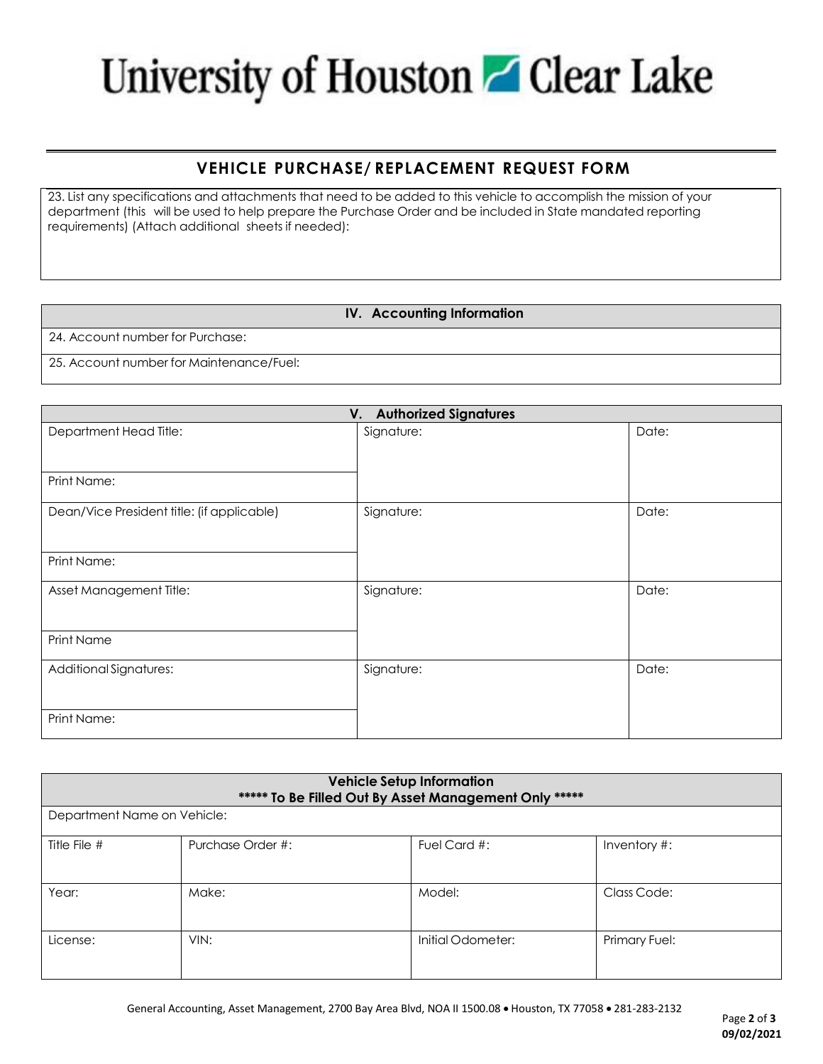# University of Houston Clear Lake

## VEHICLE PURCHASE/ REPLACEMENT REQUEST FORM

23. List any specifications and attachments that need to be added to this vehicle to accomplish the mission of your department (this will be used to help prepare the Purchase Order and be included in State mandated reporting requirements) (Attach additional sheets if needed):

| IV. Accounting Information |
| --- |
| 24. Account number for Purchase: |
| 25. Account number for Maintenance/Fuel: |

| V. Authorized Signatures | | |
| --- | --- | --- |
| Department Head Title: | Signature: | Date: |
| Print Name: | | |
| Dean/Vice President title: (if applicable) | Signature: | Date: |
| Print Name: | | |
| Asset Management Title: | Signature: | Date: |
| Print Name | | |
| Additional Signatures: | Signature: | Date: |
| Print Name: | | |

| Vehicle Setup Information ***** To Be Filled Out By Asset Management Only ***** | | | |
| --- | --- | --- | --- |
| Department Name on Vehicle: | | | |
| Title File # | Purchase Order #: | Fuel Card #: | Inventory #: |
| Year: | Make: | Model: | Class Code: |
| License: | VIN: | Initial Odometer: | Primary Fuel: |

General Accounting, Asset Management, 2700 Bay Area Blvd, NOA II 1500.08 • Houston, TX 77058 • 281-283-2132

09/02/2021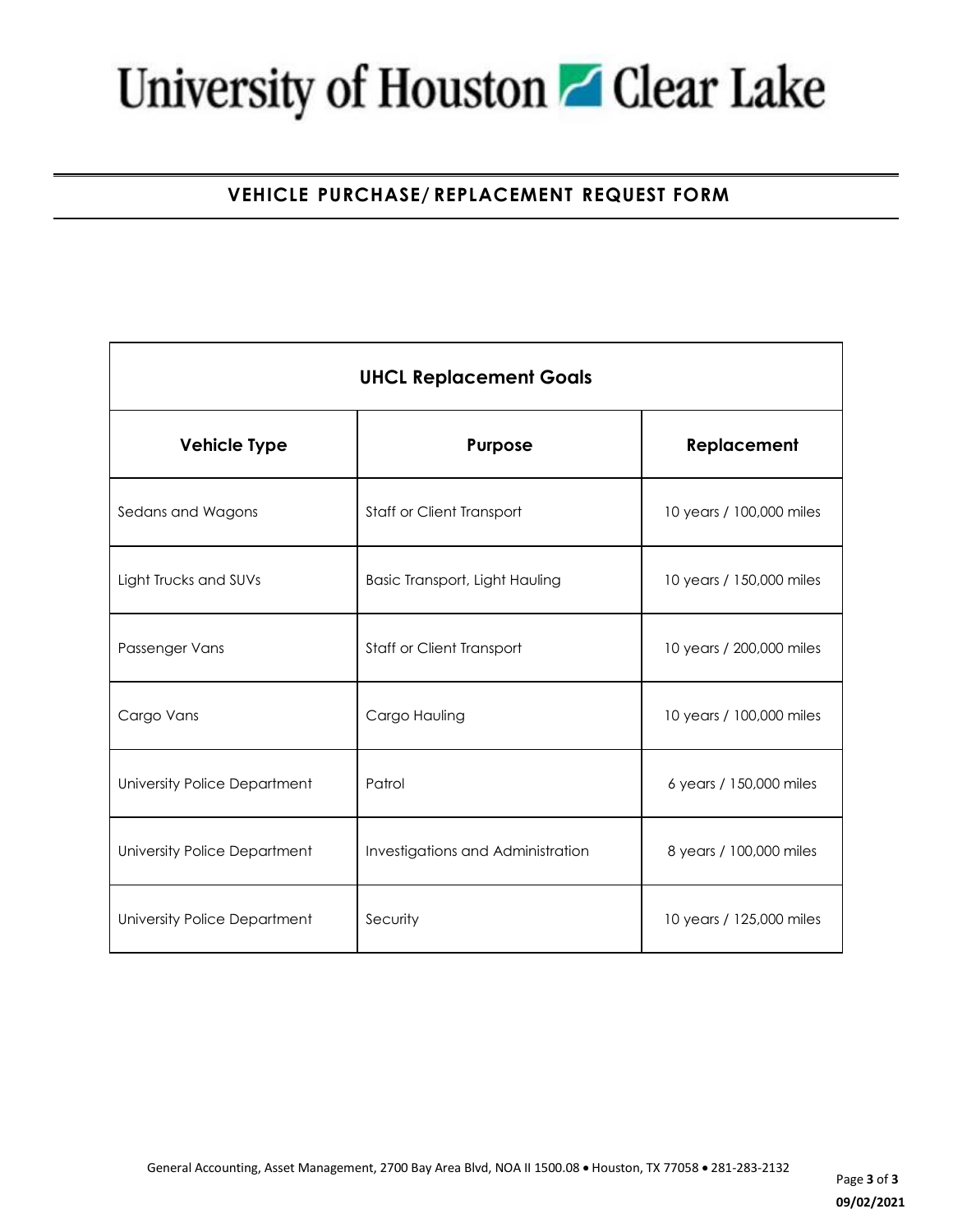# University of Houston Clear Lake

## VEHICLE PURCHASE/ REPLACEMENT REQUEST FORM

| UHCL Replacement Goals | | |
|---|---|---|
| **Vehicle Type** | **Purpose** | **Replacement** |
| Sedans and Wagons | Staff or Client Transport | 10 years / 100,000 miles |
| Light Trucks and SUVs | Basic Transport, Light Hauling | 10 years / 150,000 miles |
| Passenger Vans | Staff or Client Transport | 10 years / 200,000 miles |
| Cargo Vans | Cargo Hauling | 10 years / 100,000 miles |
| University Police Department | Patrol | 6 years / 150,000 miles |
| University Police Department | Investigations and Administration | 8 years / 100,000 miles |
| University Police Department | Security | 10 years / 125,000 miles |

General Accounting, Asset Management, 2700 Bay Area Blvd, NOA II 1500.08 • Houston, TX 77058 • 281-283-2132

**09/02/2021**